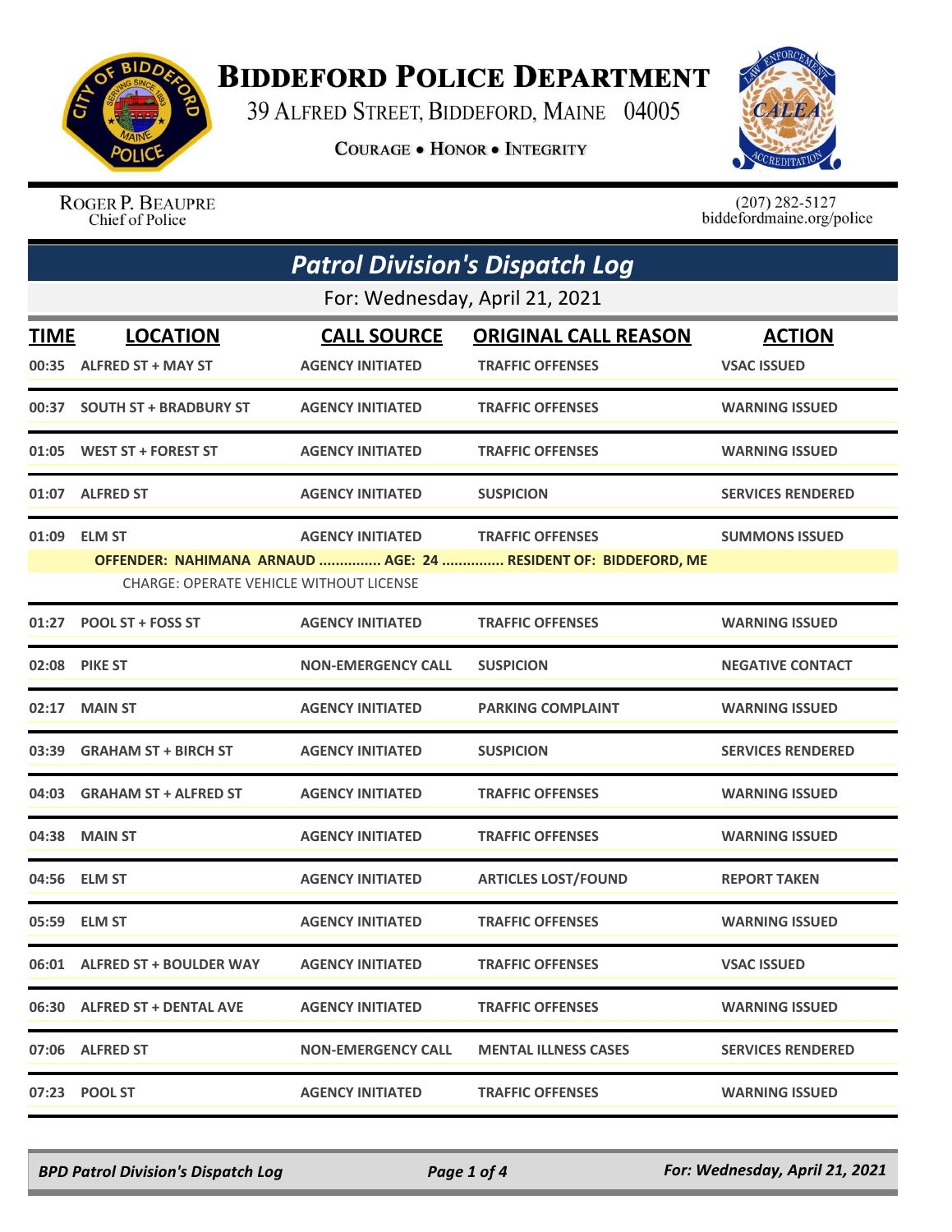# BIDDEFORD POLICE DEPARTMENT

39 ALFRED STREET, BIDDEFORD, MAINE 04005

COURAGE • HONOR • INTEGRITY

ROGER P. BEAUPRE
Chief of Police

(207) 282-5127
biddefordmaine.org/police

## *Patrol Division's Dispatch Log*

For: Wednesday, April 21, 2021

| TIME | LOCATION | CALL SOURCE | ORIGINAL CALL REASON | ACTION |
|---|---|---|---|---|
| 00:35 | ALFRED ST + MAY ST | AGENCY INITIATED | TRAFFIC OFFENSES | VSAC ISSUED |
| 00:37 | SOUTH ST + BRADBURY ST | AGENCY INITIATED | TRAFFIC OFFENSES | WARNING ISSUED |
| 01:05 | WEST ST + FOREST ST | AGENCY INITIATED | TRAFFIC OFFENSES | WARNING ISSUED |
| 01:07 | ALFRED ST | AGENCY INITIATED | SUSPICION | SERVICES RENDERED |
| 01:09 | ELM ST | AGENCY INITIATED | TRAFFIC OFFENSES | SUMMONS ISSUED |
| | OFFENDER: NAHIMANA ARNAUD ............... AGE: 24 ............... RESIDENT OF: BIDDEFORD, ME<br>CHARGE: OPERATE VEHICLE WITHOUT LICENSE | | | |
| 01:27 | POOL ST + FOSS ST | AGENCY INITIATED | TRAFFIC OFFENSES | WARNING ISSUED |
| 02:08 | PIKE ST | NON-EMERGENCY CALL | SUSPICION | NEGATIVE CONTACT |
| 02:17 | MAIN ST | AGENCY INITIATED | PARKING COMPLAINT | WARNING ISSUED |
| 03:39 | GRAHAM ST + BIRCH ST | AGENCY INITIATED | SUSPICION | SERVICES RENDERED |
| 04:03 | GRAHAM ST + ALFRED ST | AGENCY INITIATED | TRAFFIC OFFENSES | WARNING ISSUED |
| 04:38 | MAIN ST | AGENCY INITIATED | TRAFFIC OFFENSES | WARNING ISSUED |
| 04:56 | ELM ST | AGENCY INITIATED | ARTICLES LOST/FOUND | REPORT TAKEN |
| 05:59 | ELM ST | AGENCY INITIATED | TRAFFIC OFFENSES | WARNING ISSUED |
| 06:01 | ALFRED ST + BOULDER WAY | AGENCY INITIATED | TRAFFIC OFFENSES | VSAC ISSUED |
| 06:30 | ALFRED ST + DENTAL AVE | AGENCY INITIATED | TRAFFIC OFFENSES | WARNING ISSUED |
| 07:06 | ALFRED ST | NON-EMERGENCY CALL | MENTAL ILLNESS CASES | SERVICES RENDERED |
| 07:23 | POOL ST | AGENCY INITIATED | TRAFFIC OFFENSES | WARNING ISSUED |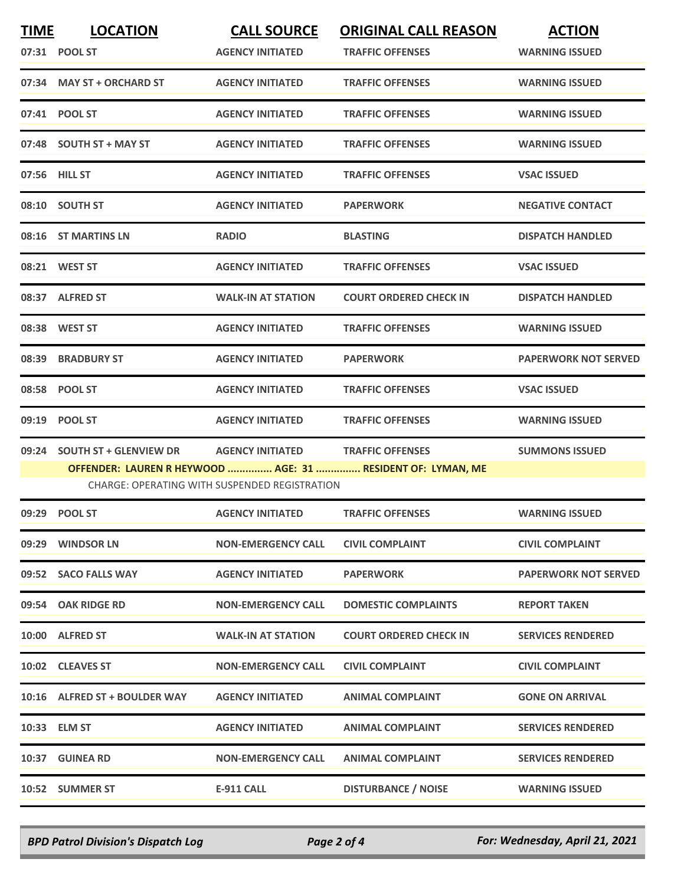| TIME | LOCATION | CALL SOURCE | ORIGINAL CALL REASON | ACTION |
|---|---|---|---|---|
| 07:31 | POOL ST | AGENCY INITIATED | TRAFFIC OFFENSES | WARNING ISSUED |
| 07:34 | MAY ST + ORCHARD ST | AGENCY INITIATED | TRAFFIC OFFENSES | WARNING ISSUED |
| 07:41 | POOL ST | AGENCY INITIATED | TRAFFIC OFFENSES | WARNING ISSUED |
| 07:48 | SOUTH ST + MAY ST | AGENCY INITIATED | TRAFFIC OFFENSES | WARNING ISSUED |
| 07:56 | HILL ST | AGENCY INITIATED | TRAFFIC OFFENSES | VSAC ISSUED |
| 08:10 | SOUTH ST | AGENCY INITIATED | PAPERWORK | NEGATIVE CONTACT |
| 08:16 | ST MARTINS LN | RADIO | BLASTING | DISPATCH HANDLED |
| 08:21 | WEST ST | AGENCY INITIATED | TRAFFIC OFFENSES | VSAC ISSUED |
| 08:37 | ALFRED ST | WALK-IN AT STATION | COURT ORDERED CHECK IN | DISPATCH HANDLED |
| 08:38 | WEST ST | AGENCY INITIATED | TRAFFIC OFFENSES | WARNING ISSUED |
| 08:39 | BRADBURY ST | AGENCY INITIATED | PAPERWORK | PAPERWORK NOT SERVED |
| 08:58 | POOL ST | AGENCY INITIATED | TRAFFIC OFFENSES | VSAC ISSUED |
| 09:19 | POOL ST | AGENCY INITIATED | TRAFFIC OFFENSES | WARNING ISSUED |
| 09:24 | SOUTH ST + GLENVIEW DR | AGENCY INITIATED | TRAFFIC OFFENSES | SUMMONS ISSUED |
| | OFFENDER: LAUREN R HEYWOOD ............... AGE: 31 ............... RESIDENT OF: LYMAN, ME | | | |
| | CHARGE: OPERATING WITH SUSPENDED REGISTRATION | | | |
| 09:29 | POOL ST | AGENCY INITIATED | TRAFFIC OFFENSES | WARNING ISSUED |
| 09:29 | WINDSOR LN | NON-EMERGENCY CALL | CIVIL COMPLAINT | CIVIL COMPLAINT |
| 09:52 | SACO FALLS WAY | AGENCY INITIATED | PAPERWORK | PAPERWORK NOT SERVED |
| 09:54 | OAK RIDGE RD | NON-EMERGENCY CALL | DOMESTIC COMPLAINTS | REPORT TAKEN |
| 10:00 | ALFRED ST | WALK-IN AT STATION | COURT ORDERED CHECK IN | SERVICES RENDERED |
| 10:02 | CLEAVES ST | NON-EMERGENCY CALL | CIVIL COMPLAINT | CIVIL COMPLAINT |
| 10:16 | ALFRED ST + BOULDER WAY | AGENCY INITIATED | ANIMAL COMPLAINT | GONE ON ARRIVAL |
| 10:33 | ELM ST | AGENCY INITIATED | ANIMAL COMPLAINT | SERVICES RENDERED |
| 10:37 | GUINEA RD | NON-EMERGENCY CALL | ANIMAL COMPLAINT | SERVICES RENDERED |
| 10:52 | SUMMER ST | E-911 CALL | DISTURBANCE / NOISE | WARNING ISSUED |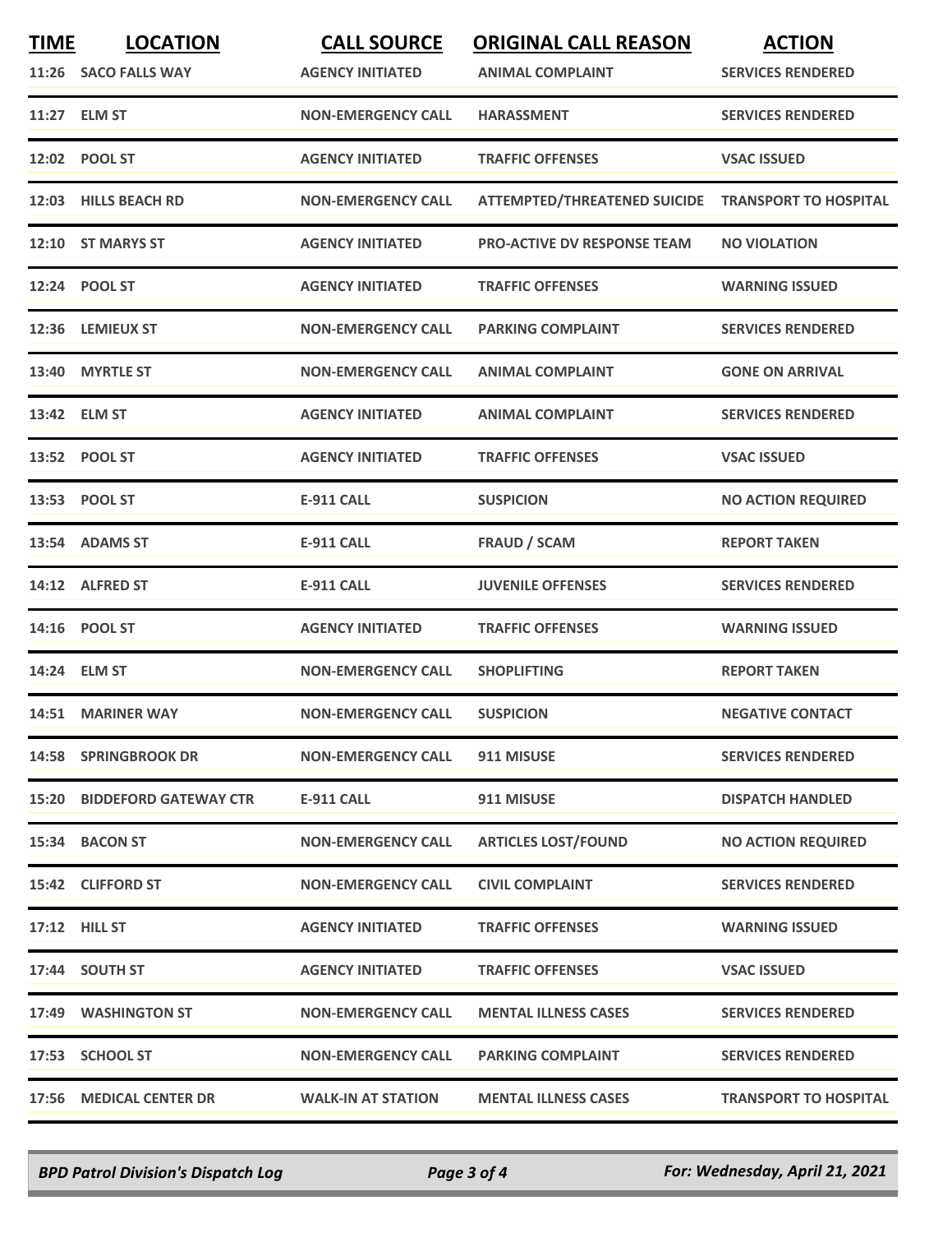| TIME | LOCATION | CALL SOURCE | ORIGINAL CALL REASON | ACTION |
|---|---|---|---|---|
| 11:26 | SACO FALLS WAY | AGENCY INITIATED | ANIMAL COMPLAINT | SERVICES RENDERED |
| 11:27 | ELM ST | NON-EMERGENCY CALL | HARASSMENT | SERVICES RENDERED |
| 12:02 | POOL ST | AGENCY INITIATED | TRAFFIC OFFENSES | VSAC ISSUED |
| 12:03 | HILLS BEACH RD | NON-EMERGENCY CALL | ATTEMPTED/THREATENED SUICIDE | TRANSPORT TO HOSPITAL |
| 12:10 | ST MARYS ST | AGENCY INITIATED | PRO-ACTIVE DV RESPONSE TEAM | NO VIOLATION |
| 12:24 | POOL ST | AGENCY INITIATED | TRAFFIC OFFENSES | WARNING ISSUED |
| 12:36 | LEMIEUX ST | NON-EMERGENCY CALL | PARKING COMPLAINT | SERVICES RENDERED |
| 13:40 | MYRTLE ST | NON-EMERGENCY CALL | ANIMAL COMPLAINT | GONE ON ARRIVAL |
| 13:42 | ELM ST | AGENCY INITIATED | ANIMAL COMPLAINT | SERVICES RENDERED |
| 13:52 | POOL ST | AGENCY INITIATED | TRAFFIC OFFENSES | VSAC ISSUED |
| 13:53 | POOL ST | E-911 CALL | SUSPICION | NO ACTION REQUIRED |
| 13:54 | ADAMS ST | E-911 CALL | FRAUD / SCAM | REPORT TAKEN |
| 14:12 | ALFRED ST | E-911 CALL | JUVENILE OFFENSES | SERVICES RENDERED |
| 14:16 | POOL ST | AGENCY INITIATED | TRAFFIC OFFENSES | WARNING ISSUED |
| 14:24 | ELM ST | NON-EMERGENCY CALL | SHOPLIFTING | REPORT TAKEN |
| 14:51 | MARINER WAY | NON-EMERGENCY CALL | SUSPICION | NEGATIVE CONTACT |
| 14:58 | SPRINGBROOK DR | NON-EMERGENCY CALL | 911 MISUSE | SERVICES RENDERED |
| 15:20 | BIDDEFORD GATEWAY CTR | E-911 CALL | 911 MISUSE | DISPATCH HANDLED |
| 15:34 | BACON ST | NON-EMERGENCY CALL | ARTICLES LOST/FOUND | NO ACTION REQUIRED |
| 15:42 | CLIFFORD ST | NON-EMERGENCY CALL | CIVIL COMPLAINT | SERVICES RENDERED |
| 17:12 | HILL ST | AGENCY INITIATED | TRAFFIC OFFENSES | WARNING ISSUED |
| 17:44 | SOUTH ST | AGENCY INITIATED | TRAFFIC OFFENSES | VSAC ISSUED |
| 17:49 | WASHINGTON ST | NON-EMERGENCY CALL | MENTAL ILLNESS CASES | SERVICES RENDERED |
| 17:53 | SCHOOL ST | NON-EMERGENCY CALL | PARKING COMPLAINT | SERVICES RENDERED |
| 17:56 | MEDICAL CENTER DR | WALK-IN AT STATION | MENTAL ILLNESS CASES | TRANSPORT TO HOSPITAL |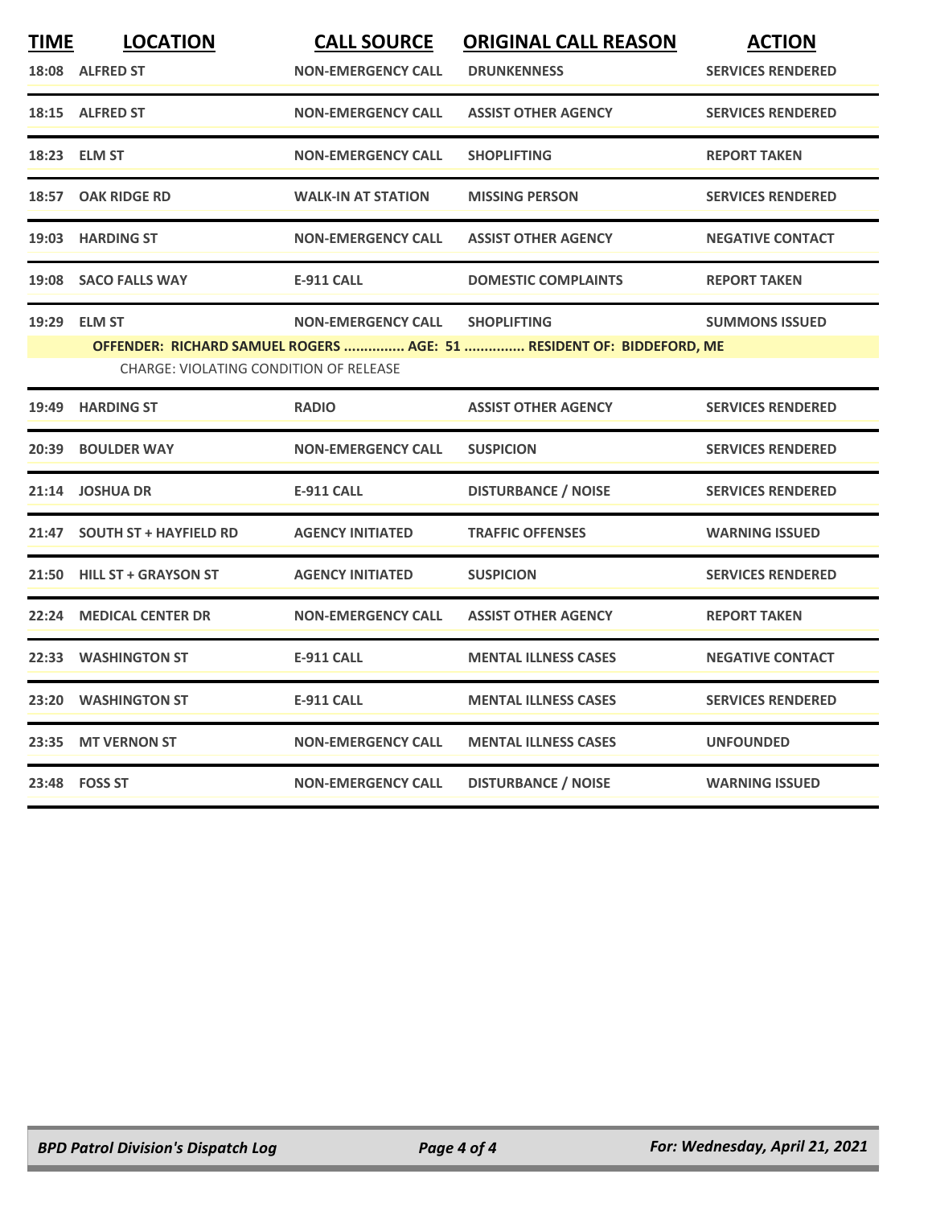| TIME | LOCATION | CALL SOURCE | ORIGINAL CALL REASON | ACTION |
|---|---|---|---|---|
| 18:08 | ALFRED ST | NON-EMERGENCY CALL | DRUNKENNESS | SERVICES RENDERED |
| 18:15 | ALFRED ST | NON-EMERGENCY CALL | ASSIST OTHER AGENCY | SERVICES RENDERED |
| 18:23 | ELM ST | NON-EMERGENCY CALL | SHOPLIFTING | REPORT TAKEN |
| 18:57 | OAK RIDGE RD | WALK-IN AT STATION | MISSING PERSON | SERVICES RENDERED |
| 19:03 | HARDING ST | NON-EMERGENCY CALL | ASSIST OTHER AGENCY | NEGATIVE CONTACT |
| 19:08 | SACO FALLS WAY | E-911 CALL | DOMESTIC COMPLAINTS | REPORT TAKEN |
| 19:29 | ELM ST | NON-EMERGENCY CALL | SHOPLIFTING | SUMMONS ISSUED |

**OFFENDER: RICHARD SAMUEL ROGERS ............... AGE: 51 ............... RESIDENT OF: BIDDEFORD, ME**

CHARGE: VIOLATING CONDITION OF RELEASE

| TIME | LOCATION | CALL SOURCE | ORIGINAL CALL REASON | ACTION |
|---|---|---|---|---|
| 19:49 | HARDING ST | RADIO | ASSIST OTHER AGENCY | SERVICES RENDERED |
| 20:39 | BOULDER WAY | NON-EMERGENCY CALL | SUSPICION | SERVICES RENDERED |
| 21:14 | JOSHUA DR | E-911 CALL | DISTURBANCE / NOISE | SERVICES RENDERED |
| 21:47 | SOUTH ST + HAYFIELD RD | AGENCY INITIATED | TRAFFIC OFFENSES | WARNING ISSUED |
| 21:50 | HILL ST + GRAYSON ST | AGENCY INITIATED | SUSPICION | SERVICES RENDERED |
| 22:24 | MEDICAL CENTER DR | NON-EMERGENCY CALL | ASSIST OTHER AGENCY | REPORT TAKEN |
| 22:33 | WASHINGTON ST | E-911 CALL | MENTAL ILLNESS CASES | NEGATIVE CONTACT |
| 23:20 | WASHINGTON ST | E-911 CALL | MENTAL ILLNESS CASES | SERVICES RENDERED |
| 23:35 | MT VERNON ST | NON-EMERGENCY CALL | MENTAL ILLNESS CASES | UNFOUNDED |
| 23:48 | FOSS ST | NON-EMERGENCY CALL | DISTURBANCE / NOISE | WARNING ISSUED |